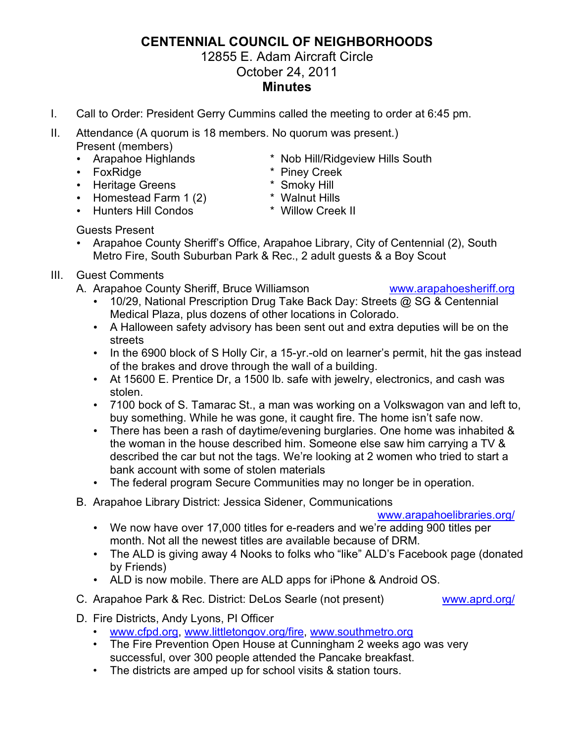# CENTENNIAL COUNCIL OF NEIGHBORHOODS

12855 E. Adam Aircraft Circle
October 24, 2011
**Minutes**

I. Call to Order: President Gerry Cummins called the meeting to order at 6:45 pm.

II. Attendance (A quorum is 18 members. No quorum was present.)
Present (members)
- Arapahoe Highlands
- FoxRidge
- Heritage Greens
- Homestead Farm 1 (2)
- Hunters Hill Condos

* Nob Hill/Ridgeview Hills South
* Piney Creek
* Smoky Hill
* Walnut Hills
* Willow Creek II

Guests Present
- Arapahoe County Sheriff's Office, Arapahoe Library, City of Centennial (2), South Metro Fire, South Suburban Park & Rec., 2 adult guests & a Boy Scout

III. Guest Comments

A. Arapahoe County Sheriff, Bruce Williamson www.arapahoesheriff.org
- 10/29, National Prescription Drug Take Back Day: Streets @ SG & Centennial Medical Plaza, plus dozens of other locations in Colorado.
- A Halloween safety advisory has been sent out and extra deputies will be on the streets
- In the 6900 block of S Holly Cir, a 15-yr.-old on learner's permit, hit the gas instead of the brakes and drove through the wall of a building.
- At 15600 E. Prentice Dr, a 1500 lb. safe with jewelry, electronics, and cash was stolen.
- 7100 bock of S. Tamarac St., a man was working on a Volkswagon van and left to, buy something. While he was gone, it caught fire. The home isn't safe now.
- There has been a rash of daytime/evening burglaries. One home was inhabited & the woman in the house described him. Someone else saw him carrying a TV & described the car but not the tags. We're looking at 2 women who tried to start a bank account with some of stolen materials
- The federal program Secure Communities may no longer be in operation.

B. Arapahoe Library District: Jessica Sidener, Communications www.arapahoelibraries.org/
- We now have over 17,000 titles for e-readers and we're adding 900 titles per month. Not all the newest titles are available because of DRM.
- The ALD is giving away 4 Nooks to folks who "like" ALD's Facebook page (donated by Friends)
- ALD is now mobile. There are ALD apps for iPhone & Android OS.

C. Arapahoe Park & Rec. District: DeLos Searle (not present) www.aprd.org/

D. Fire Districts, Andy Lyons, PI Officer
- www.cfpd.org, www.littletongov.org/fire, www.southmetro.org
- The Fire Prevention Open House at Cunningham 2 weeks ago was very successful, over 300 people attended the Pancake breakfast.
- The districts are amped up for school visits & station tours.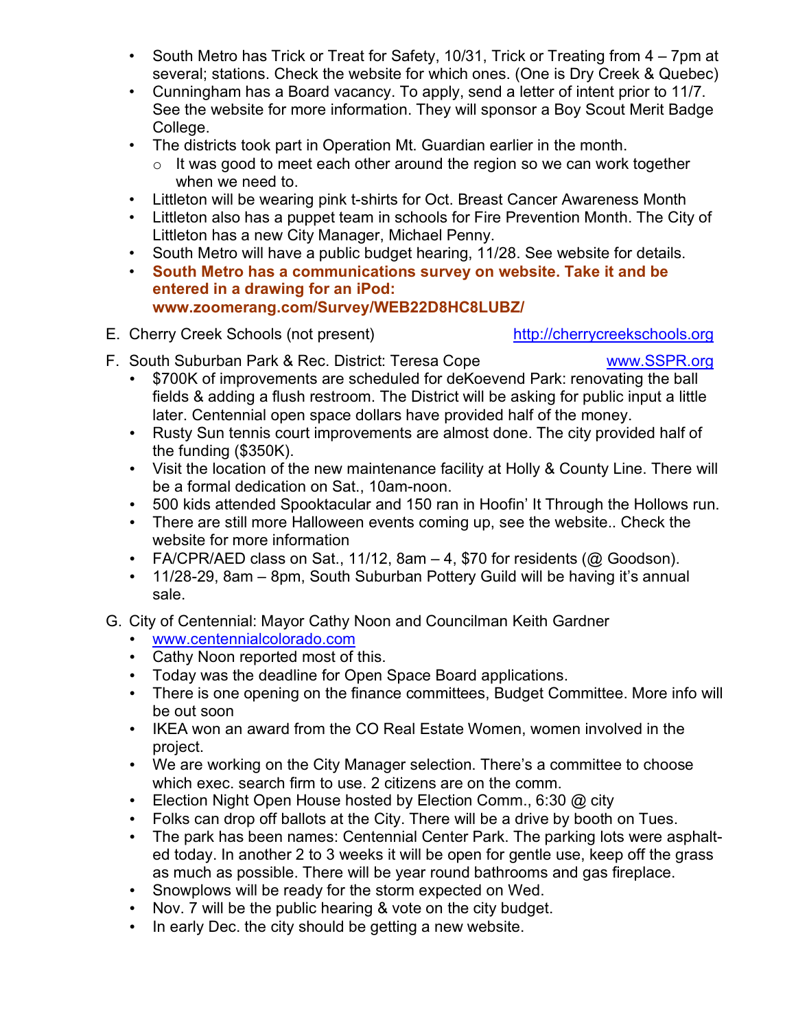- South Metro has Trick or Treat for Safety, 10/31, Trick or Treating from 4 – 7pm at several; stations. Check the website for which ones. (One is Dry Creek & Quebec)
- Cunningham has a Board vacancy. To apply, send a letter of intent prior to 11/7. See the website for more information. They will sponsor a Boy Scout Merit Badge College.
- The districts took part in Operation Mt. Guardian earlier in the month.
  - It was good to meet each other around the region so we can work together when we need to.
- Littleton will be wearing pink t-shirts for Oct. Breast Cancer Awareness Month
- Littleton also has a puppet team in schools for Fire Prevention Month. The City of Littleton has a new City Manager, Michael Penny.
- South Metro will have a public budget hearing, 11/28. See website for details.
- **South Metro has a communications survey on website. Take it and be entered in a drawing for an iPod: www.zoomerang.com/Survey/WEB22D8HC8LUBZ/**

E. Cherry Creek Schools (not present) http://cherrycreekschools.org

F. South Suburban Park & Rec. District: Teresa Cope www.SSPR.org

- $700K of improvements are scheduled for deKoevend Park: renovating the ball fields & adding a flush restroom. The District will be asking for public input a little later. Centennial open space dollars have provided half of the money.
- Rusty Sun tennis court improvements are almost done. The city provided half of the funding ($350K).
- Visit the location of the new maintenance facility at Holly & County Line. There will be a formal dedication on Sat., 10am-noon.
- 500 kids attended Spooktacular and 150 ran in Hoofin' It Through the Hollows run.
- There are still more Halloween events coming up, see the website.. Check the website for more information
- FA/CPR/AED class on Sat., 11/12, 8am – 4, $70 for residents (@ Goodson).
- 11/28-29, 8am – 8pm, South Suburban Pottery Guild will be having it's annual sale.

G. City of Centennial: Mayor Cathy Noon and Councilman Keith Gardner

- www.centennialcolorado.com
- Cathy Noon reported most of this.
- Today was the deadline for Open Space Board applications.
- There is one opening on the finance committees, Budget Committee. More info will be out soon
- IKEA won an award from the CO Real Estate Women, women involved in the project.
- We are working on the City Manager selection. There's a committee to choose which exec. search firm to use. 2 citizens are on the comm.
- Election Night Open House hosted by Election Comm., 6:30 @ city
- Folks can drop off ballots at the City. There will be a drive by booth on Tues.
- The park has been names: Centennial Center Park. The parking lots were asphalted today. In another 2 to 3 weeks it will be open for gentle use, keep off the grass as much as possible. There will be year round bathrooms and gas fireplace.
- Snowplows will be ready for the storm expected on Wed.
- Nov. 7 will be the public hearing & vote on the city budget.
- In early Dec. the city should be getting a new website.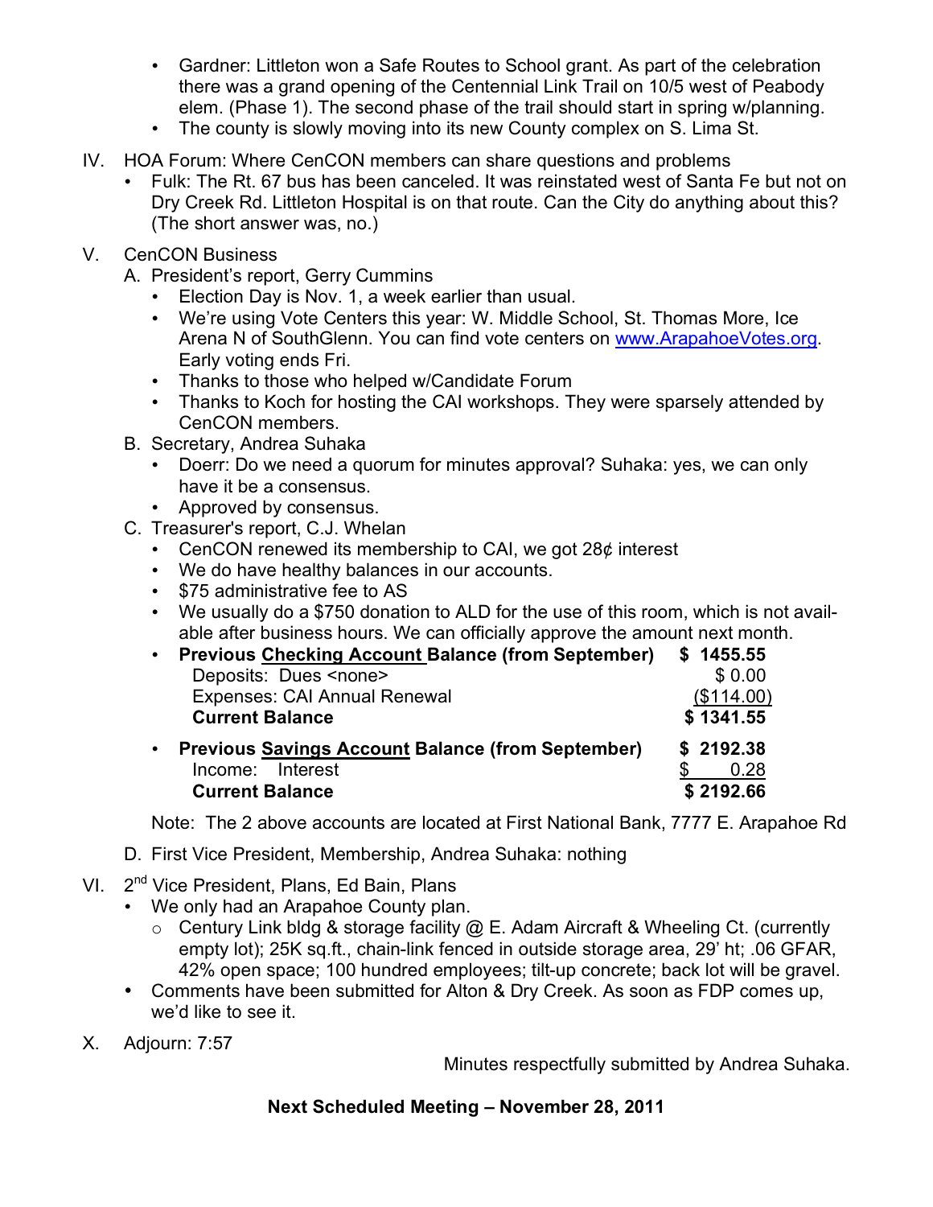- Gardner: Littleton won a Safe Routes to School grant. As part of the celebration there was a grand opening of the Centennial Link Trail on 10/5 west of Peabody elem. (Phase 1). The second phase of the trail should start in spring w/planning.
- The county is slowly moving into its new County complex on S. Lima St.

IV. HOA Forum: Where CenCON members can share questions and problems

- Fulk: The Rt. 67 bus has been canceled. It was reinstated west of Santa Fe but not on Dry Creek Rd. Littleton Hospital is on that route. Can the City do anything about this? (The short answer was, no.)

V. CenCON Business

A. President's report, Gerry Cummins

- Election Day is Nov. 1, a week earlier than usual.
- We're using Vote Centers this year: W. Middle School, St. Thomas More, Ice Arena N of SouthGlenn. You can find vote centers on www.ArapahoeVotes.org. Early voting ends Fri.
- Thanks to those who helped w/Candidate Forum
- Thanks to Koch for hosting the CAI workshops. They were sparsely attended by CenCON members.

B. Secretary, Andrea Suhaka

- Doerr: Do we need a quorum for minutes approval? Suhaka: yes, we can only have it be a consensus.
- Approved by consensus.

C. Treasurer's report, C.J. Whelan

- CenCON renewed its membership to CAI, we got 28¢ interest
- We do have healthy balances in our accounts.
- $75 administrative fee to AS
- We usually do a $750 donation to ALD for the use of this room, which is not available after business hours. We can officially approve the amount next month.

| | |
|---|---|
| **Previous Checking Account Balance (from September)** | **$ 1455.55** |
| Deposits: Dues <none> | $ 0.00 |
| Expenses: CAI Annual Renewal | ($114.00) |
| **Current Balance** | **$ 1341.55** |
| **Previous Savings Account Balance (from September)** | **$ 2192.38** |
| Income: Interest | $ 0.28 |
| **Current Balance** | **$ 2192.66** |

Note: The 2 above accounts are located at First National Bank, 7777 E. Arapahoe Rd

D. First Vice President, Membership, Andrea Suhaka: nothing

VI. 2nd Vice President, Plans, Ed Bain, Plans

- We only had an Arapahoe County plan.
  - Century Link bldg & storage facility @ E. Adam Aircraft & Wheeling Ct. (currently empty lot); 25K sq.ft., chain-link fenced in outside storage area, 29' ht; .06 GFAR, 42% open space; 100 hundred employees; tilt-up concrete; back lot will be gravel.
- Comments have been submitted for Alton & Dry Creek. As soon as FDP comes up, we'd like to see it.

X. Adjourn: 7:57

Minutes respectfully submitted by Andrea Suhaka.

**Next Scheduled Meeting – November 28, 2011**